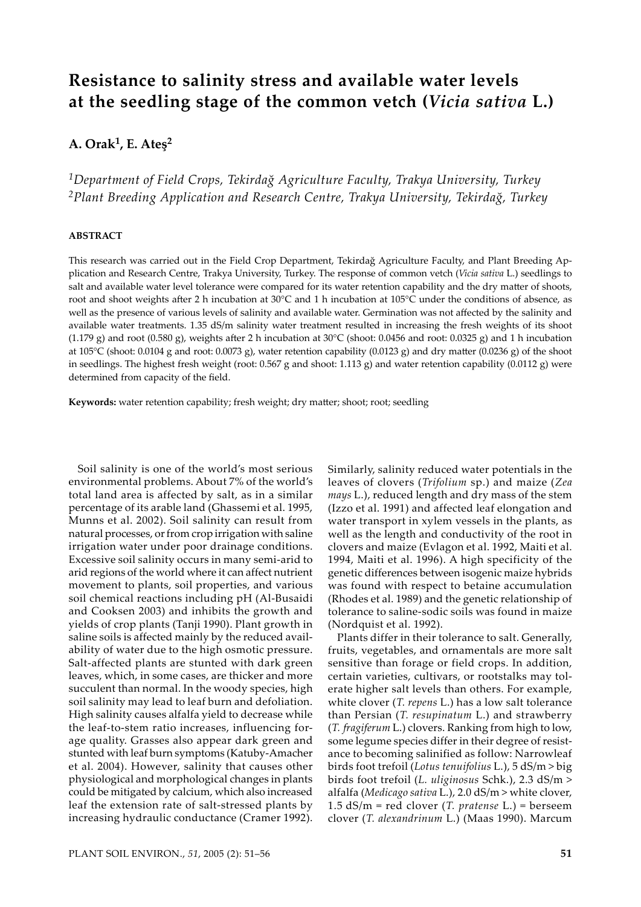# Resistance to salinity stress and available water levels at the seedling stage of the common vetch (*Vicia sativa* L.)

**A. Orak[1], E. Ateş[2]**

[1]*Department of Field Crops, Tekirdağ Agriculture Faculty, Trakya University, Turkey*
[2]*Plant Breeding Application and Research Centre, Trakya University, Tekirdağ, Turkey*

## ABSTRACT

This research was carried out in the Field Crop Department, Tekirdağ Agriculture Faculty, and Plant Breeding Application and Research Centre, Trakya University, Turkey. The response of common vetch (*Vicia sativa* L.) seedlings to salt and available water level tolerance were compared for its water retention capability and the dry matter of shoots, root and shoot weights after 2 h incubation at 30°C and 1 h incubation at 105°C under the conditions of absence, as well as the presence of various levels of salinity and available water. Germination was not affected by the salinity and available water treatments. 1.35 dS/m salinity water treatment resulted in increasing the fresh weights of its shoot (1.179 g) and root (0.580 g), weights after 2 h incubation at 30°C (shoot: 0.0456 and root: 0.0325 g) and 1 h incubation at 105°C (shoot: 0.0104 g and root: 0.0073 g), water retention capability (0.0123 g) and dry matter (0.0236 g) of the shoot in seedlings. The highest fresh weight (root: 0.567 g and shoot: 1.113 g) and water retention capability (0.0112 g) were determined from capacity of the field.

**Keywords:** water retention capability; fresh weight; dry matter; shoot; root; seedling

Soil salinity is one of the world's most serious environmental problems. About 7% of the world's total land area is affected by salt, as in a similar percentage of its arable land (Ghassemi et al. 1995, Munns et al. 2002). Soil salinity can result from natural processes, or from crop irrigation with saline irrigation water under poor drainage conditions. Excessive soil salinity occurs in many semi-arid to arid regions of the world where it can affect nutrient movement to plants, soil properties, and various soil chemical reactions including pH (Al-Busaidi and Cooksen 2003) and inhibits the growth and yields of crop plants (Tanji 1990). Plant growth in saline soils is affected mainly by the reduced availability of water due to the high osmotic pressure. Salt-affected plants are stunted with dark green leaves, which, in some cases, are thicker and more succulent than normal. In the woody species, high soil salinity may lead to leaf burn and defoliation. High salinity causes alfalfa yield to decrease while the leaf-to-stem ratio increases, influencing forage quality. Grasses also appear dark green and stunted with leaf burn symptoms (Katuby-Amacher et al. 2004). However, salinity that causes other physiological and morphological changes in plants could be mitigated by calcium, which also increased leaf the extension rate of salt-stressed plants by increasing hydraulic conductance (Cramer 1992). Similarly, salinity reduced water potentials in the leaves of clovers (*Trifolium* sp.) and maize (*Zea mays* L.), reduced length and dry mass of the stem (Izzo et al. 1991) and affected leaf elongation and water transport in xylem vessels in the plants, as well as the length and conductivity of the root in clovers and maize (Evlagon et al. 1992, Maiti et al. 1994, Maiti et al. 1996). A high specificity of the genetic differences between isogenic maize hybrids was found with respect to betaine accumulation (Rhodes et al. 1989) and the genetic relationship of tolerance to saline-sodic soils was found in maize (Nordquist et al. 1992).

Plants differ in their tolerance to salt. Generally, fruits, vegetables, and ornamentals are more salt sensitive than forage or field crops. In addition, certain varieties, cultivars, or rootstalks may tolerate higher salt levels than others. For example, white clover (*T. repens* L.) has a low salt tolerance than Persian (*T. resupinatum* L.) and strawberry (*T. fragiferum* L.) clovers. Ranking from high to low, some legume species differ in their degree of resistance to becoming salinified as follow: Narrowleaf birds foot trefoil (*Lotus tenuifolius* L.), 5 dS/m > big birds foot trefoil (*L. uliginosus* Schk.), 2.3 dS/m > alfalfa (*Medicago sativa* L.), 2.0 dS/m > white clover, 1.5 dS/m = red clover (*T. pratense* L.) = berseem clover (*T. alexandrinum* L.) (Maas 1990). Marcum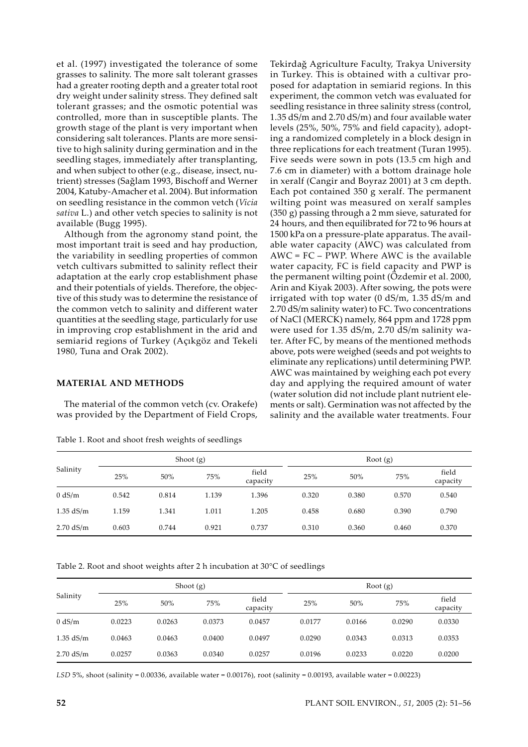et al. (1997) investigated the tolerance of some grasses to salinity. The more salt tolerant grasses had a greater rooting depth and a greater total root dry weight under salinity stress. They defined salt tolerant grasses; and the osmotic potential was controlled, more than in susceptible plants. The growth stage of the plant is very important when considering salt tolerances. Plants are more sensitive to high salinity during germination and in the seedling stages, immediately after transplanting, and when subject to other (e.g., disease, insect, nutrient) stresses (Sağlam 1993, Bischoff and Werner 2004, Katuby-Amacher et al. 2004). But information on seedling resistance in the common vetch (*Vicia sativa* L.) and other vetch species to salinity is not available (Bugg 1995).

Although from the agronomy stand point, the most important trait is seed and hay production, the variability in seedling properties of common vetch cultivars submitted to salinity reflect their adaptation at the early crop establishment phase and their potentials of yields. Therefore, the objective of this study was to determine the resistance of the common vetch to salinity and different water quantities at the seedling stage, particularly for use in improving crop establishment in the arid and semiarid regions of Turkey (Açıkgöz and Tekeli 1980, Tuna and Orak 2002).

## MATERIAL AND METHODS

The material of the common vetch (cv. Orakefe) was provided by the Department of Field Crops, Tekirdağ Agriculture Faculty, Trakya University in Turkey. This is obtained with a cultivar proposed for adaptation in semiarid regions. In this experiment, the common vetch was evaluated for seedling resistance in three salinity stress (control, 1.35 dS/m and 2.70 dS/m) and four available water levels (25%, 50%, 75% and field capacity), adopting a randomized completely in a block design in three replications for each treatment (Turan 1995). Five seeds were sown in pots (13.5 cm high and 7.6 cm in diameter) with a bottom drainage hole in xeralf (Cangir and Boyraz 2001) at 3 cm depth. Each pot contained 350 g xeralf. The permanent wilting point was measured on xeralf samples (350 g) passing through a 2 mm sieve, saturated for 24 hours, and then equilibrated for 72 to 96 hours at 1500 kPa on a pressure-plate apparatus. The available water capacity (AWC) was calculated from AWC = FC – PWP. Where AWC is the available water capacity, FC is field capacity and PWP is the permanent wilting point (Özdemir et al. 2000, Arin and Kiyak 2003). After sowing, the pots were irrigated with top water (0 dS/m, 1.35 dS/m and 2.70 dS/m salinity water) to FC. Two concentrations of NaCl (MERCK) namely, 864 ppm and 1728 ppm were used for 1.35 dS/m, 2.70 dS/m salinity water. After FC, by means of the mentioned methods above, pots were weighed (seeds and pot weights to eliminate any replications) until determining PWP. AWC was maintained by weighing each pot every day and applying the required amount of water (water solution did not include plant nutrient elements or salt). Germination was not affected by the salinity and the available water treatments. Four

Table 1. Root and shoot fresh weights of seedlings

| Salinity | Shoot (g) | | | | Root (g) | | | |
|---|---|---|---|---|---|---|---|---|
| | 25% | 50% | 75% | field capacity | 25% | 50% | 75% | field capacity |
| 0 dS/m | 0.542 | 0.814 | 1.139 | 1.396 | 0.320 | 0.380 | 0.570 | 0.540 |
| 1.35 dS/m | 1.159 | 1.341 | 1.011 | 1.205 | 0.458 | 0.680 | 0.390 | 0.790 |
| 2.70 dS/m | 0.603 | 0.744 | 0.921 | 0.737 | 0.310 | 0.360 | 0.460 | 0.370 |

Table 2. Root and shoot weights after 2 h incubation at 30°C of seedlings

| Salinity | Shoot (g) | | | | Root (g) | | | |
|---|---|---|---|---|---|---|---|---|
| | 25% | 50% | 75% | field capacity | 25% | 50% | 75% | field capacity |
| 0 dS/m | 0.0223 | 0.0263 | 0.0373 | 0.0457 | 0.0177 | 0.0166 | 0.0290 | 0.0330 |
| 1.35 dS/m | 0.0463 | 0.0463 | 0.0400 | 0.0497 | 0.0290 | 0.0343 | 0.0313 | 0.0353 |
| 2.70 dS/m | 0.0257 | 0.0363 | 0.0340 | 0.0257 | 0.0196 | 0.0233 | 0.0220 | 0.0200 |

*LSD* 5%, shoot (salinity = 0.00336, available water = 0.00176), root (salinity = 0.00193, available water = 0.00223)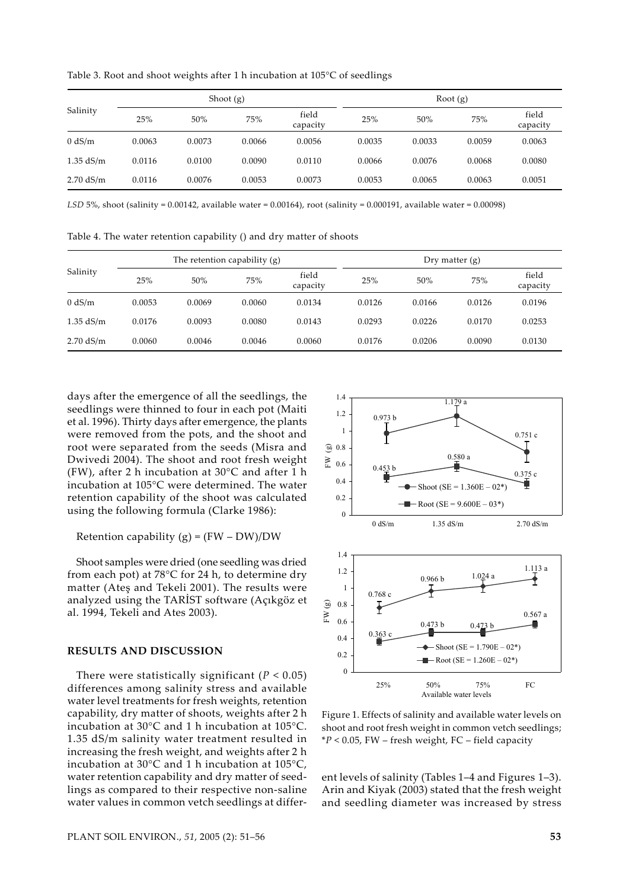Table 3. Root and shoot weights after 1 h incubation at 105°C of seedlings

| Salinity | Shoot (g) | | | | Root (g) | | | |
|---|---|---|---|---|---|---|---|---|
| | 25% | 50% | 75% | field capacity | 25% | 50% | 75% | field capacity |
| 0 dS/m | 0.0063 | 0.0073 | 0.0066 | 0.0056 | 0.0035 | 0.0033 | 0.0059 | 0.0063 |
| 1.35 dS/m | 0.0116 | 0.0100 | 0.0090 | 0.0110 | 0.0066 | 0.0076 | 0.0068 | 0.0080 |
| 2.70 dS/m | 0.0116 | 0.0076 | 0.0053 | 0.0073 | 0.0053 | 0.0065 | 0.0063 | 0.0051 |

*LSD* 5%, shoot (salinity = 0.00142, available water = 0.00164), root (salinity = 0.000191, available water = 0.00098)

Table 4. The water retention capability () and dry matter of shoots

| Salinity | The retention capability (g) | | | | Dry matter (g) | | | |
|---|---|---|---|---|---|---|---|---|
| | 25% | 50% | 75% | field capacity | 25% | 50% | 75% | field capacity |
| 0 dS/m | 0.0053 | 0.0069 | 0.0060 | 0.0134 | 0.0126 | 0.0166 | 0.0126 | 0.0196 |
| 1.35 dS/m | 0.0176 | 0.0093 | 0.0080 | 0.0143 | 0.0293 | 0.0226 | 0.0170 | 0.0253 |
| 2.70 dS/m | 0.0060 | 0.0046 | 0.0046 | 0.0060 | 0.0176 | 0.0206 | 0.0090 | 0.0130 |

days after the emergence of all the seedlings, the seedlings were thinned to four in each pot (Maiti et al. 1996). Thirty days after emergence, the plants were removed from the pots, and the shoot and root were separated from the seeds (Misra and Dwivedi 2004). The shoot and root fresh weight (FW), after 2 h incubation at 30°C and after 1 h incubation at 105°C were determined. The water retention capability of the shoot was calculated using the following formula (Clarke 1986):

Retention capability (g) = (FW – DW)/DW

Shoot samples were dried (one seedling was dried from each pot) at 78°C for 24 h, to determine dry matter (Ateş and Tekeli 2001). The results were analyzed using the TARİST software (Açıkgöz et al. 1994, Tekeli and Ates 2003).

## RESULTS AND DISCUSSION

There were statistically significant ($P < 0.05$) differences among salinity stress and available water level treatments for fresh weights, retention capability, dry matter of shoots, weights after 2 h incubation at 30°C and 1 h incubation at 105°C. 1.35 dS/m salinity water treatment resulted in increasing the fresh weight, and weights after 2 h incubation at 30°C and 1 h incubation at 105°C, water retention capability and dry matter of seedlings as compared to their respective non-saline water values in common vetch seedlings at different levels of salinity (Tables 1–4 and Figures 1–3). Arin and Kiyak (2003) stated that the fresh weight and seedling diameter was increased by stress

Figure 1. Effects of salinity and available water levels on shoot and root fresh weight in common vetch seedlings; *$P < 0.05$, FW – fresh weight, FC – field capacity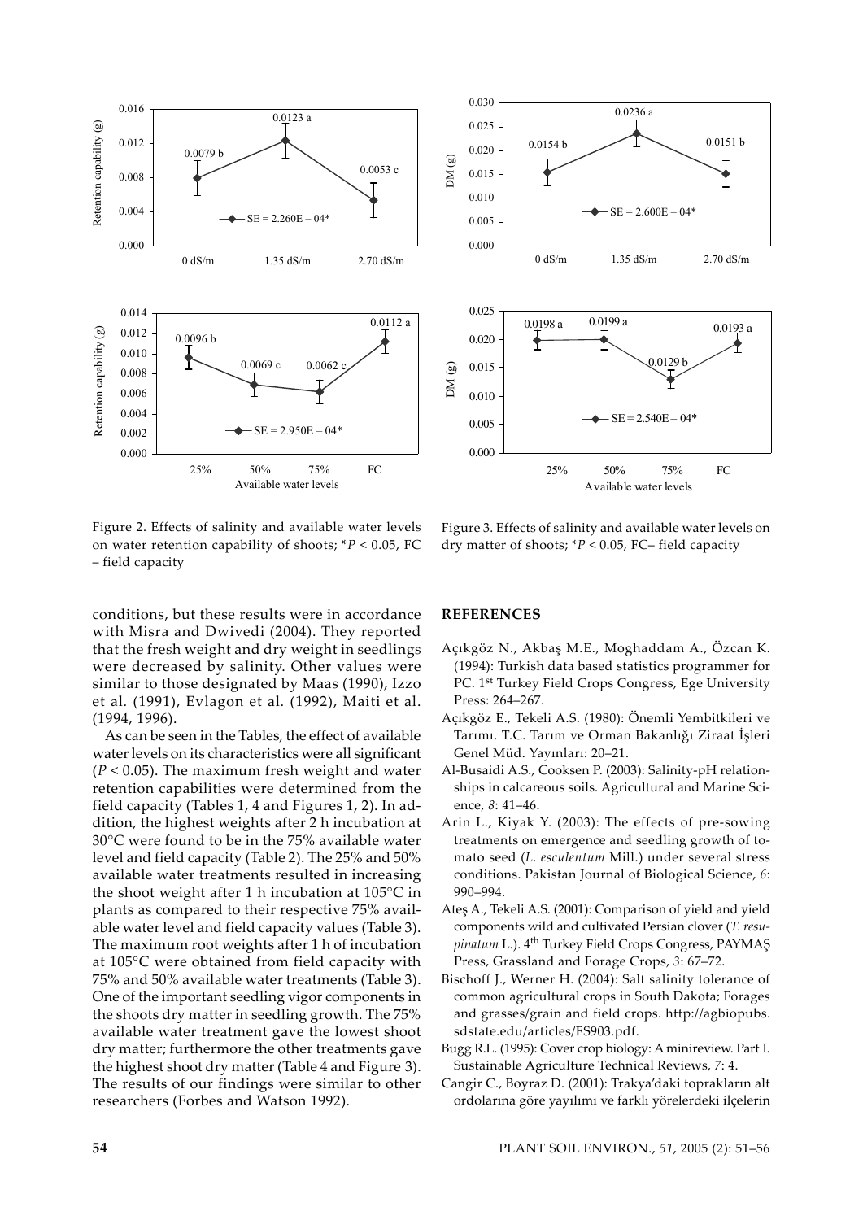Figure 2. Effects of salinity and available water levels on water retention capability of shoots; *$P < 0.05$, FC – field capacity

Figure 3. Effects of salinity and available water levels on dry matter of shoots; *$P < 0.05$, FC– field capacity

conditions, but these results were in accordance with Misra and Dwivedi (2004). They reported that the fresh weight and dry weight in seedlings were decreased by salinity. Other values were similar to those designated by Maas (1990), Izzo et al. (1991), Evlagon et al. (1992), Maiti et al. (1994, 1996).

As can be seen in the Tables, the effect of available water levels on its characteristics were all significant ($P < 0.05$). The maximum fresh weight and water retention capabilities were determined from the field capacity (Tables 1, 4 and Figures 1, 2). In addition, the highest weights after 2 h incubation at 30°C were found to be in the 75% available water level and field capacity (Table 2). The 25% and 50% available water treatments resulted in increasing the shoot weight after 1 h incubation at 105°C in plants as compared to their respective 75% available water level and field capacity values (Table 3). The maximum root weights after 1 h of incubation at 105°C were obtained from field capacity with 75% and 50% available water treatments (Table 3). One of the important seedling vigor components in the shoots dry matter in seedling growth. The 75% available water treatment gave the lowest shoot dry matter; furthermore the other treatments gave the highest shoot dry matter (Table 4 and Figure 3). The results of our findings were similar to other researchers (Forbes and Watson 1992).

## REFERENCES

Açıkgöz N., Akbaş M.E., Moghaddam A., Özcan K. (1994): Turkish data based statistics programmer for PC. 1st Turkey Field Crops Congress, Ege University Press: 264–267.

Açıkgöz E., Tekeli A.S. (1980): Önemli Yembitkileri ve Tarımı. T.C. Tarım ve Orman Bakanlığı Ziraat İşleri Genel Müd. Yayınları: 20–21.

Al-Busaidi A.S., Cooksen P. (2003): Salinity-pH relationships in calcareous soils. Agricultural and Marine Science, *8*: 41–46.

Arin L., Kiyak Y. (2003): The effects of pre-sowing treatments on emergence and seedling growth of tomato seed (*L. esculentum* Mill.) under several stress conditions. Pakistan Journal of Biological Science, *6*: 990–994.

Ateş A., Tekeli A.S. (2001): Comparison of yield and yield components wild and cultivated Persian clover (*T. resupinatum* L.). 4th Turkey Field Crops Congress, PAYMAŞ Press, Grassland and Forage Crops, *3*: 67–72.

Bischoff J., Werner H. (2004): Salt salinity tolerance of common agricultural crops in South Dakota; Forages and grasses/grain and field crops. http://agbiopubs.sdstate.edu/articles/FS903.pdf.

Bugg R.L. (1995): Cover crop biology: A minireview. Part I. Sustainable Agriculture Technical Reviews, *7*: 4.

Cangir C., Boyraz D. (2001): Trakya'daki toprakların alt ordolarına göre yayılımı ve farklı yörelerdeki ilçelerin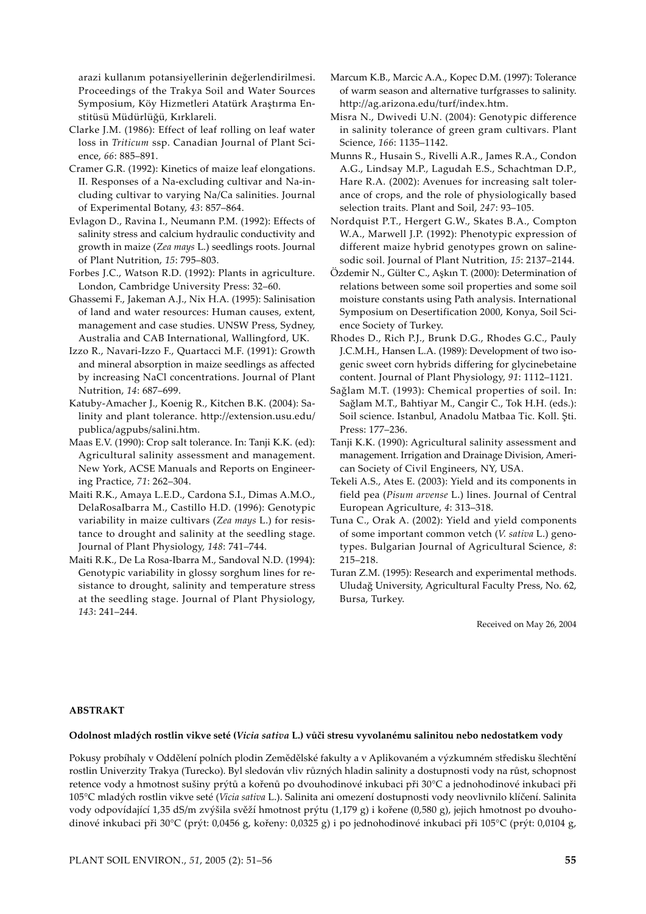arazi kullanım potansiyellerinin değerlendirilmesi. Proceedings of the Trakya Soil and Water Sources Symposium, Köy Hizmetleri Atatürk Araştırma Enstitüsü Müdürlüğü, Kırklareli.

Clarke J.M. (1986): Effect of leaf rolling on leaf water loss in *Triticum* ssp. Canadian Journal of Plant Science, *66*: 885–891.

Cramer G.R. (1992): Kinetics of maize leaf elongations. II. Responses of a Na-excluding cultivar and Na-including cultivar to varying Na/Ca salinities. Journal of Experimental Botany, *43*: 857–864.

Evlagon D., Ravina I., Neumann P.M. (1992): Effects of salinity stress and calcium hydraulic conductivity and growth in maize (*Zea mays* L.) seedlings roots. Journal of Plant Nutrition, *15*: 795–803.

Forbes J.C., Watson R.D. (1992): Plants in agriculture. London, Cambridge University Press: 32–60.

Ghassemi F., Jakeman A.J., Nix H.A. (1995): Salinisation of land and water resources: Human causes, extent, management and case studies. UNSW Press, Sydney, Australia and CAB International, Wallingford, UK.

Izzo R., Navari-Izzo F., Quartacci M.F. (1991): Growth and mineral absorption in maize seedlings as affected by increasing NaCl concentrations. Journal of Plant Nutrition, *14*: 687–699.

Katuby-Amacher J., Koenig R., Kitchen B.K. (2004): Salinity and plant tolerance. http://extension.usu.edu/publica/agpubs/salini.htm.

Maas E.V. (1990): Crop salt tolerance. In: Tanji K.K. (ed): Agricultural salinity assessment and management. New York, ACSE Manuals and Reports on Engineering Practice, *71*: 262–304.

Maiti R.K., Amaya L.E.D., Cardona S.I., Dimas A.M.O., DelaRosaIbarra M., Castillo H.D. (1996): Genotypic variability in maize cultivars (*Zea mays* L.) for resistance to drought and salinity at the seedling stage. Journal of Plant Physiology, *148*: 741–744.

Maiti R.K., De La Rosa-Ibarra M., Sandoval N.D. (1994): Genotypic variability in glossy sorghum lines for resistance to drought, salinity and temperature stress at the seedling stage. Journal of Plant Physiology, *143*: 241–244.

Marcum K.B., Marcic A.A., Kopec D.M. (1997): Tolerance of warm season and alternative turfgrasses to salinity. http://ag.arizona.edu/turf/index.htm.

Misra N., Dwivedi U.N. (2004): Genotypic difference in salinity tolerance of green gram cultivars. Plant Science, *166*: 1135–1142.

Munns R., Husain S., Rivelli A.R., James R.A., Condon A.G., Lindsay M.P., Lagudah E.S., Schachtman D.P., Hare R.A. (2002): Avenues for increasing salt tolerance of crops, and the role of physiologically based selection traits. Plant and Soil, *247*: 93–105.

Nordquist P.T., Hergert G.W., Skates B.A., Compton W.A., Marwell J.P. (1992): Phenotypic expression of different maize hybrid genotypes grown on saline-sodic soil. Journal of Plant Nutrition, *15*: 2137–2144.

Özdemir N., Gülter C., Aşkın T. (2000): Determination of relations between some soil properties and some soil moisture constants using Path analysis. International Symposium on Desertification 2000, Konya, Soil Science Society of Turkey.

Rhodes D., Rich P.J., Brunk D.G., Rhodes G.C., Pauly J.C.M.H., Hansen L.A. (1989): Development of two isogenic sweet corn hybrids differing for glycinebetaine content. Journal of Plant Physiology, *91*: 1112–1121.

Sağlam M.T. (1993): Chemical properties of soil. In: Sağlam M.T., Bahtiyar M., Cangir C., Tok H.H. (eds.): Soil science. Istanbul, Anadolu Matbaa Tic. Koll. Şti. Press: 177–236.

Tanji K.K. (1990): Agricultural salinity assessment and management. Irrigation and Drainage Division, American Society of Civil Engineers, NY, USA.

Tekeli A.S., Ates E. (2003): Yield and its components in field pea (*Pisum arvense* L.) lines. Journal of Central European Agriculture, *4*: 313–318.

Tuna C., Orak A. (2002): Yield and yield components of some important common vetch (*V. sativa* L.) genotypes. Bulgarian Journal of Agricultural Science, *8*: 215–218.

Turan Z.M. (1995): Research and experimental methods. Uludağ University, Agricultural Faculty Press, No. 62, Bursa, Turkey.

Received on May 26, 2004

## ABSTRAKT

### Odolnost mladých rostlin vikve seté (*Vicia sativa* L.) vůči stresu vyvolanému salinitou nebo nedostatkem vody

Pokusy probíhaly v Oddělení polních plodin Zemědělské fakulty a v Aplikovaném a výzkumném středisku šlechtění rostlin Univerzity Trakya (Turecko). Byl sledován vliv různých hladin salinity a dostupnosti vody na růst, schopnost retence vody a hmotnost sušiny prýtů a kořenů po dvouhodinové inkubaci při 30°C a jednohodinové inkubaci při 105°C mladých rostlin vikve seté (*Vicia sativa* L.). Salinita ani omezení dostupnosti vody neovlivnilo klíčení. Salinita vody odpovídající 1,35 dS/m zvýšila svěží hmotnost prýtu (1,179 g) i kořene (0,580 g), jejich hmotnost po dvouhodinové inkubaci při 30°C (prýt: 0,0456 g, kořeny: 0,0325 g) i po jednohodinové inkubaci při 105°C (prýt: 0,0104 g,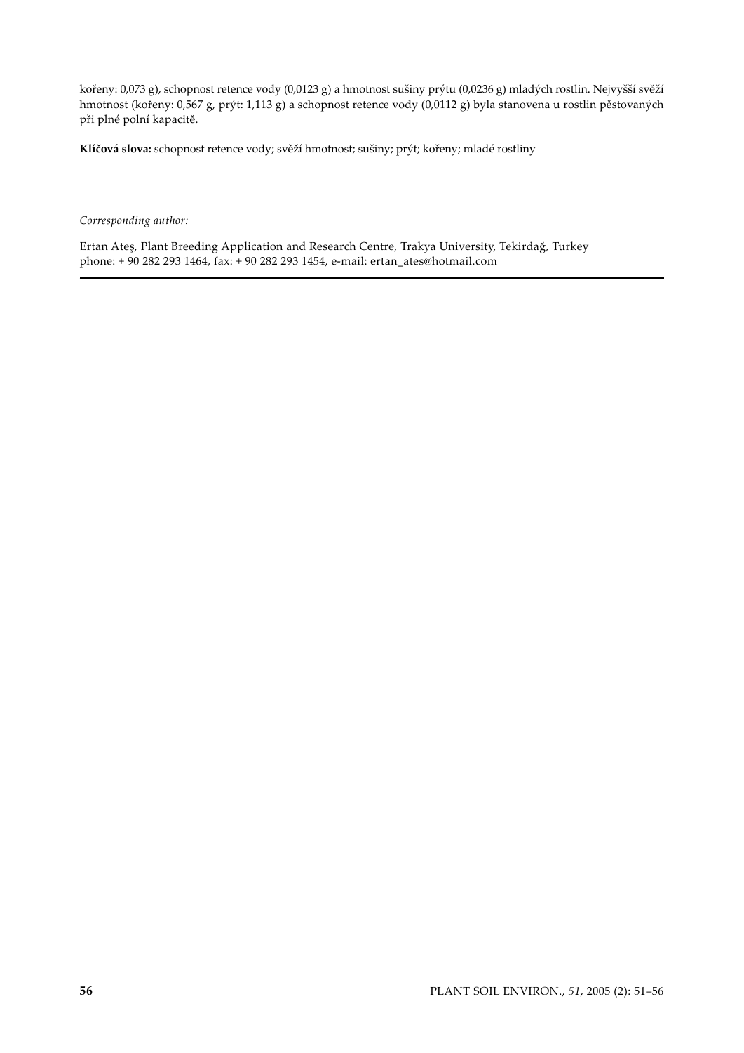kořeny: 0,073 g), schopnost retence vody (0,0123 g) a hmotnost sušiny prýtu (0,0236 g) mladých rostlin. Nejvyšší svěží hmotnost (kořeny: 0,567 g, prýt: 1,113 g) a schopnost retence vody (0,0112 g) byla stanovena u rostlin pěstovaných při plné polní kapacitě.

**Klíčová slova:** schopnost retence vody; svěží hmotnost; sušiny; prýt; kořeny; mladé rostliny

---

*Corresponding author:*

Ertan Ateş, Plant Breeding Application and Research Centre, Trakya University, Tekirdağ, Turkey
phone: + 90 282 293 1464, fax: + 90 282 293 1454, e-mail: ertan_ates@hotmail.com